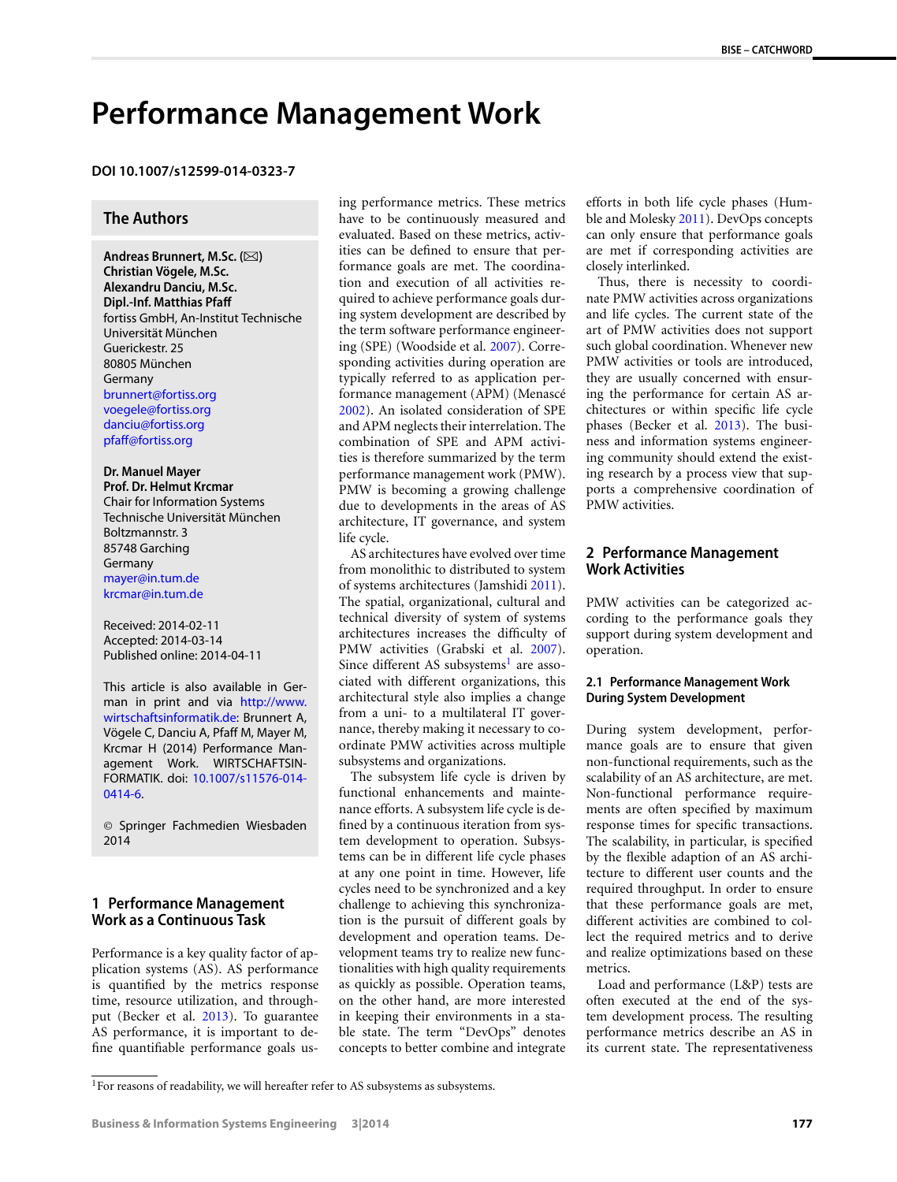# Performance Management Work

**DOI 10.1007/s12599-014-0323-7**

## The Authors

**Andreas Brunnert, M.Sc.** (✉)
**Christian Vögele, M.Sc.**
**Alexandru Danciu, M.Sc.**
**Dipl.-Inf. Matthias Pfaff**
fortiss GmbH, An-Institut Technische Universität München
Guerickestr. 25
80805 München
Germany
brunnert@fortiss.org
voegele@fortiss.org
danciu@fortiss.org
pfaff@fortiss.org

**Dr. Manuel Mayer**
**Prof. Dr. Helmut Krcmar**
Chair for Information Systems
Technische Universität München
Boltzmannstr. 3
85748 Garching
Germany
mayer@in.tum.de
krcmar@in.tum.de

Received: 2014-02-11
Accepted: 2014-03-14
Published online: 2014-04-11

This article is also available in German in print and via http://www.wirtschaftsinformatik.de: Brunnert A, Vögele C, Danciu A, Pfaff M, Mayer M, Krcmar H (2014) Performance Management Work. WIRTSCHAFTSINFORMATIK. doi: 10.1007/s11576-014-0414-6.

© Springer Fachmedien Wiesbaden 2014

## 1 Performance Management Work as a Continuous Task

Performance is a key quality factor of application systems (AS). AS performance is quantified by the metrics response time, resource utilization, and throughput (Becker et al. 2013). To guarantee AS performance, it is important to define quantifiable performance goals using performance metrics. These metrics have to be continuously measured and evaluated. Based on these metrics, activities can be defined to ensure that performance goals are met. The coordination and execution of all activities required to achieve performance goals during system development are described by the term software performance engineering (SPE) (Woodside et al. 2007). Corresponding activities during operation are typically referred to as application performance management (APM) (Menascé 2002). An isolated consideration of SPE and APM neglects their interrelation. The combination of SPE and APM activities is therefore summarized by the term performance management work (PMW). PMW is becoming a growing challenge due to developments in the areas of AS architecture, IT governance, and system life cycle.

AS architectures have evolved over time from monolithic to distributed to system of systems architectures (Jamshidi 2011). The spatial, organizational, cultural and technical diversity of system of systems architectures increases the difficulty of PMW activities (Grabski et al. 2007). Since different AS subsystems[1] are associated with different organizations, this architectural style also implies a change from a uni- to a multilateral IT governance, thereby making it necessary to coordinate PMW activities across multiple subsystems and organizations.

The subsystem life cycle is driven by functional enhancements and maintenance efforts. A subsystem life cycle is defined by a continuous iteration from system development to operation. Subsystems can be in different life cycle phases at any one point in time. However, life cycles need to be synchronized and a key challenge to achieving this synchronization is the pursuit of different goals by development and operation teams. Development teams try to realize new functionalities with high quality requirements as quickly as possible. Operation teams, on the other hand, are more interested in keeping their environments in a stable state. The term "DevOps" denotes concepts to better combine and integrate efforts in both life cycle phases (Humble and Molesky 2011). DevOps concepts can only ensure that performance goals are met if corresponding activities are closely interlinked.

Thus, there is necessity to coordinate PMW activities across organizations and life cycles. The current state of the art of PMW activities does not support such global coordination. Whenever new PMW activities or tools are introduced, they are usually concerned with ensuring the performance for certain AS architectures or within specific life cycle phases (Becker et al. 2013). The business and information systems engineering community should extend the existing research by a process view that supports a comprehensive coordination of PMW activities.

## 2 Performance Management Work Activities

PMW activities can be categorized according to the performance goals they support during system development and operation.

### 2.1 Performance Management Work During System Development

During system development, performance goals are to ensure that given non-functional requirements, such as the scalability of an AS architecture, are met. Non-functional performance requirements are often specified by maximum response times for specific transactions. The scalability, in particular, is specified by the flexible adaption of an AS architecture to different user counts and the required throughput. In order to ensure that these performance goals are met, different activities are combined to collect the required metrics and to derive and realize optimizations based on these metrics.

Load and performance (L&P) tests are often executed at the end of the system development process. The resulting performance metrics describe an AS in its current state. The representativeness

---

[1] For reasons of readability, we will hereafter refer to AS subsystems as subsystems.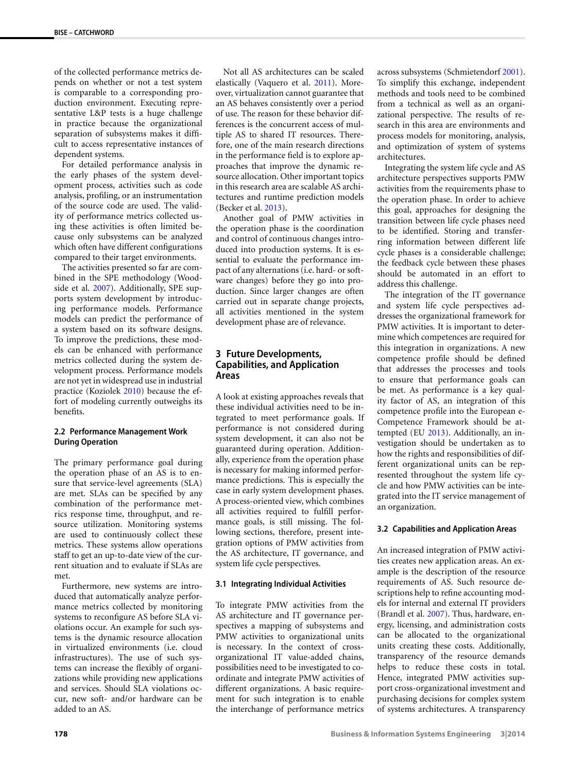of the collected performance metrics depends on whether or not a test system is comparable to a corresponding production environment. Executing representative L&P tests is a huge challenge in practice because the organizational separation of subsystems makes it difficult to access representative instances of dependent systems.

For detailed performance analysis in the early phases of the system development process, activities such as code analysis, profiling, or an instrumentation of the source code are used. The validity of performance metrics collected using these activities is often limited because only subsystems can be analyzed which often have different configurations compared to their target environments.

The activities presented so far are combined in the SPE methodology (Woodside et al. 2007). Additionally, SPE supports system development by introducing performance models. Performance models can predict the performance of a system based on its software designs. To improve the predictions, these models can be enhanced with performance metrics collected during the system development process. Performance models are not yet in widespread use in industrial practice (Koziolek 2010) because the effort of modeling currently outweighs its benefits.

### 2.2 Performance Management Work During Operation

The primary performance goal during the operation phase of an AS is to ensure that service-level agreements (SLA) are met. SLAs can be specified by any combination of the performance metrics response time, throughput, and resource utilization. Monitoring systems are used to continuously collect these metrics. These systems allow operations staff to get an up-to-date view of the current situation and to evaluate if SLAs are met.

Furthermore, new systems are introduced that automatically analyze performance metrics collected by monitoring systems to reconfigure AS before SLA violations occur. An example for such systems is the dynamic resource allocation in virtualized environments (i.e. cloud infrastructures). The use of such systems can increase the flexibly of organizations while providing new applications and services. Should SLA violations occur, new soft- and/or hardware can be added to an AS.

Not all AS architectures can be scaled elastically (Vaquero et al. 2011). Moreover, virtualization cannot guarantee that an AS behaves consistently over a period of use. The reason for these behavior differences is the concurrent access of multiple AS to shared IT resources. Therefore, one of the main research directions in the performance field is to explore approaches that improve the dynamic resource allocation. Other important topics in this research area are scalable AS architectures and runtime prediction models (Becker et al. 2013).

Another goal of PMW activities in the operation phase is the coordination and control of continuous changes introduced into production systems. It is essential to evaluate the performance impact of any alternations (i.e. hard- or software changes) before they go into production. Since larger changes are often carried out in separate change projects, all activities mentioned in the system development phase are of relevance.

## 3 Future Developments, Capabilities, and Application Areas

A look at existing approaches reveals that these individual activities need to be integrated to meet performance goals. If performance is not considered during system development, it can also not be guaranteed during operation. Additionally, experience from the operation phase is necessary for making informed performance predictions. This is especially the case in early system development phases. A process-oriented view, which combines all activities required to fulfill performance goals, is still missing. The following sections, therefore, present integration options of PMW activities from the AS architecture, IT governance, and system life cycle perspectives.

### 3.1 Integrating Individual Activities

To integrate PMW activities from the AS architecture and IT governance perspectives a mapping of subsystems and PMW activities to organizational units is necessary. In the context of cross-organizational IT value-added chains, possibilities need to be investigated to coordinate and integrate PMW activities of different organizations. A basic requirement for such integration is to enable the interchange of performance metrics across subsystems (Schmietendorf 2001). To simplify this exchange, independent methods and tools need to be combined from a technical as well as an organizational perspective. The results of research in this area are environments and process models for monitoring, analysis, and optimization of system of systems architectures.

Integrating the system life cycle and AS architecture perspectives supports PMW activities from the requirements phase to the operation phase. In order to achieve this goal, approaches for designing the transition between life cycle phases need to be identified. Storing and transferring information between different life cycle phases is a considerable challenge; the feedback cycle between these phases should be automated in an effort to address this challenge.

The integration of the IT governance and system life cycle perspectives addresses the organizational framework for PMW activities. It is important to determine which competences are required for this integration in organizations. A new competence profile should be defined that addresses the processes and tools to ensure that performance goals can be met. As performance is a key quality factor of AS, an integration of this competence profile into the European e-Competence Framework should be attempted (EU 2013). Additionally, an investigation should be undertaken as to how the rights and responsibilities of different organizational units can be represented throughout the system life cycle and how PMW activities can be integrated into the IT service management of an organization.

### 3.2 Capabilities and Application Areas

An increased integration of PMW activities creates new application areas. An example is the description of the resource requirements of AS. Such resource descriptions help to refine accounting models for internal and external IT providers (Brandl et al. 2007). Thus, hardware, energy, licensing, and administration costs can be allocated to the organizational units creating these costs. Additionally, transparency of the resource demands helps to reduce these costs in total. Hence, integrated PMW activities support cross-organizational investment and purchasing decisions for complex system of systems architectures. A transparency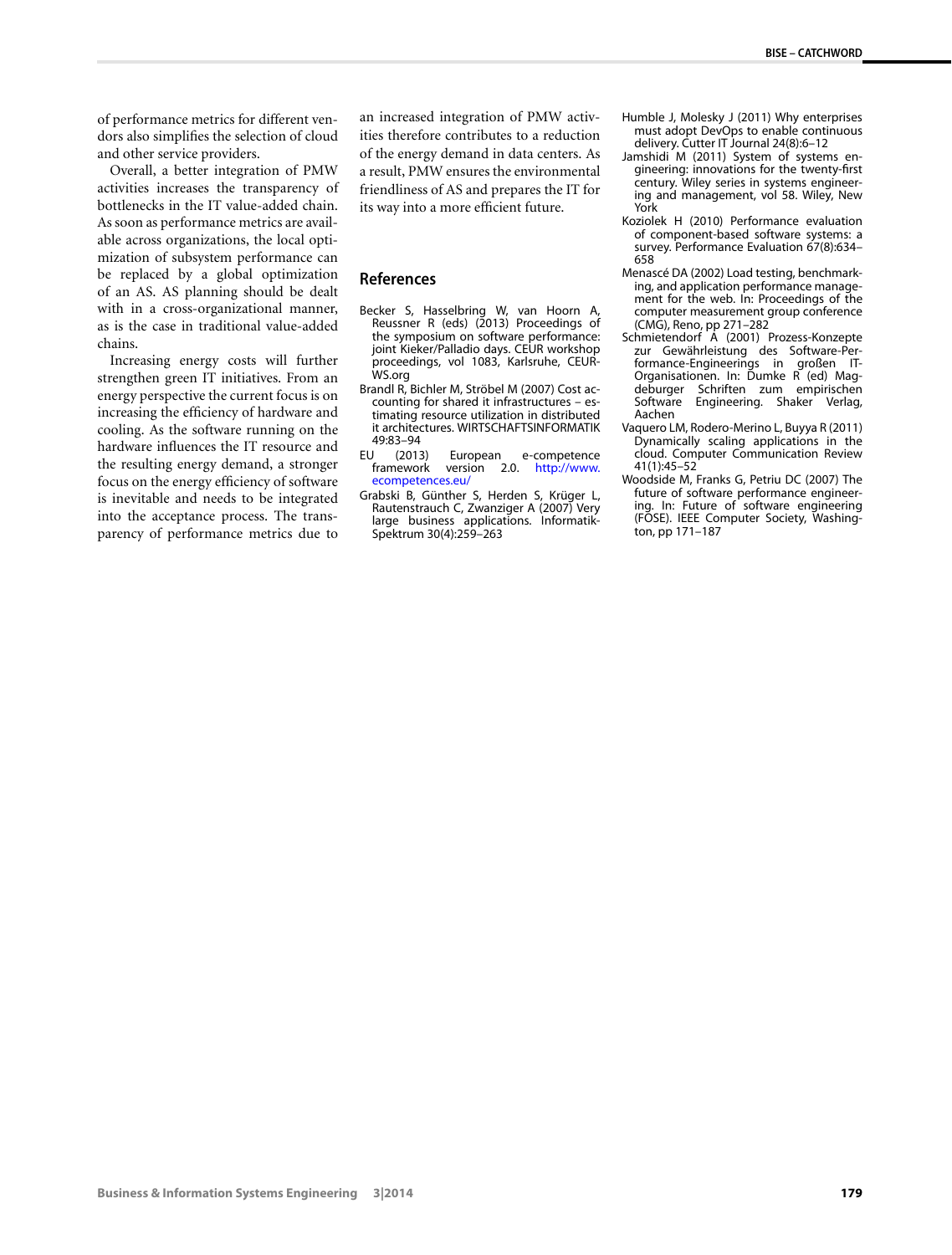of performance metrics for different vendors also simplifies the selection of cloud and other service providers.

Overall, a better integration of PMW activities increases the transparency of bottlenecks in the IT value-added chain. As soon as performance metrics are available across organizations, the local optimization of subsystem performance can be replaced by a global optimization of an AS. AS planning should be dealt with in a cross-organizational manner, as is the case in traditional value-added chains.

Increasing energy costs will further strengthen green IT initiatives. From an energy perspective the current focus is on increasing the efficiency of hardware and cooling. As the software running on the hardware influences the IT resource and the resulting energy demand, a stronger focus on the energy efficiency of software is inevitable and needs to be integrated into the acceptance process. The transparency of performance metrics due to an increased integration of PMW activities therefore contributes to a reduction of the energy demand in data centers. As a result, PMW ensures the environmental friendliness of AS and prepares the IT for its way into a more efficient future.

## References

Becker S, Hasselbring W, van Hoorn A, Reussner R (eds) (2013) Proceedings of the symposium on software performance: joint Kieker/Palladio days. CEUR workshop proceedings, vol 1083, Karlsruhe, CEUR-WS.org

Brandl R, Bichler M, Ströbel M (2007) Cost accounting for shared it infrastructures – estimating resource utilization in distributed it architectures. WIRTSCHAFTSINFORMATIK 49:83–94

EU (2013) European e-competence framework version 2.0. http://www.ecompetences.eu/

Grabski B, Günther S, Herden S, Krüger L, Rautenstrauch C, Zwanziger A (2007) Very large business applications. Informatik-Spektrum 30(4):259–263

Humble J, Molesky J (2011) Why enterprises must adopt DevOps to enable continuous delivery. Cutter IT Journal 24(8):6–12

Jamshidi M (2011) System of systems engineering: innovations for the twenty-first century. Wiley series in systems engineering and management, vol 58. Wiley, New York

Koziolek H (2010) Performance evaluation of component-based software systems: a survey. Performance Evaluation 67(8):634–658

Menascé DA (2002) Load testing, benchmarking, and application performance management for the web. In: Proceedings of the computer measurement group conference (CMG), Reno, pp 271–282

Schmietendorf A (2001) Prozess-Konzepte zur Gewährleistung des Software-Performance-Engineerings in großen IT-Organisationen. In: Dumke R (ed) Magdeburger Schriften zum empirischen Software Engineering. Shaker Verlag, Aachen

Vaquero LM, Rodero-Merino L, Buyya R (2011) Dynamically scaling applications in the cloud. Computer Communication Review 41(1):45–52

Woodside M, Franks G, Petriu DC (2007) The future of software performance engineering. In: Future of software engineering (FOSE). IEEE Computer Society, Washington, pp 171–187